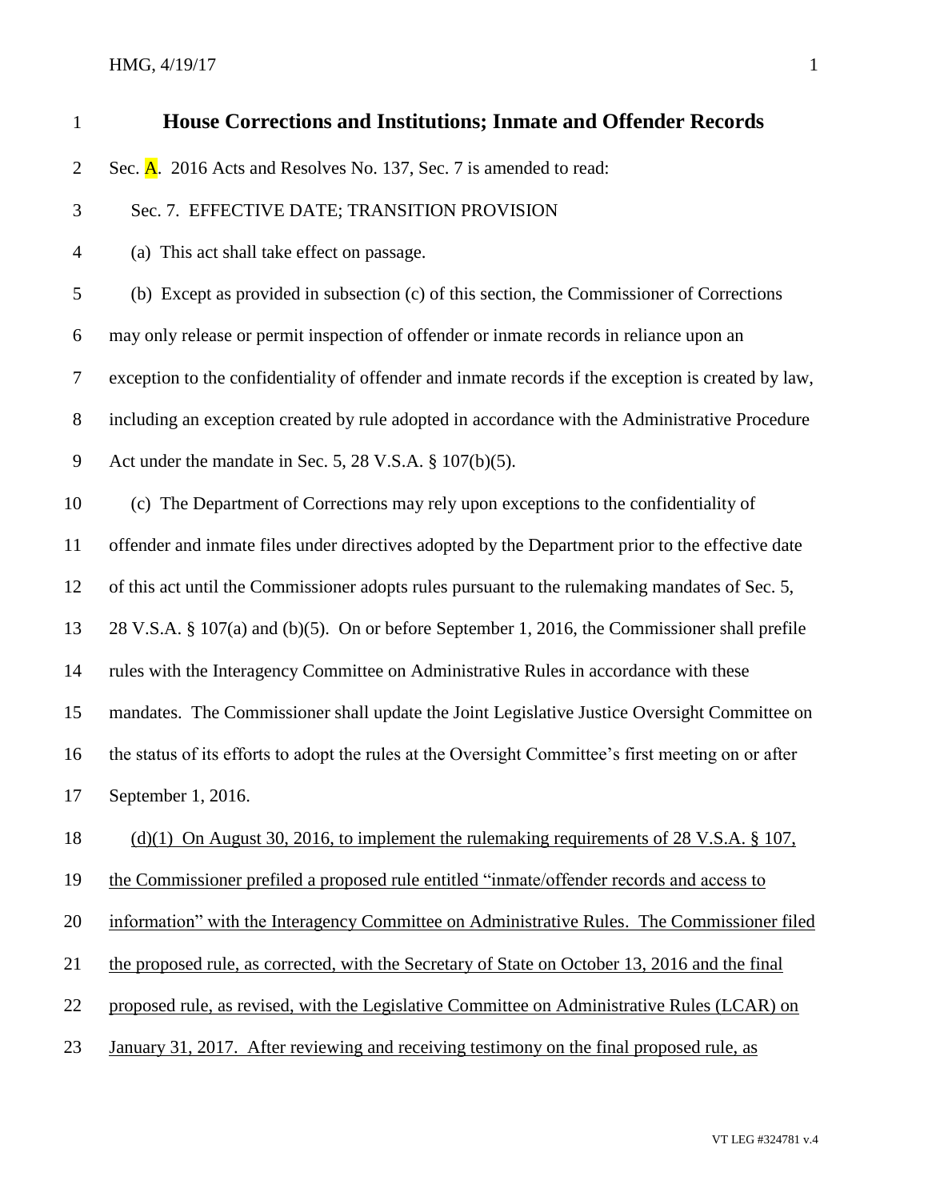# House Corrections and Institutions; Inmate and Offender Records

Sec. A. 2016 Acts and Resolves No. 137, Sec. 7 is amended to read:

Sec. 7. EFFECTIVE DATE; TRANSITION PROVISION

(a) This act shall take effect on passage.

(b) Except as provided in subsection (c) of this section, the Commissioner of Corrections may only release or permit inspection of offender or inmate records in reliance upon an exception to the confidentiality of offender and inmate records if the exception is created by law, including an exception created by rule adopted in accordance with the Administrative Procedure Act under the mandate in Sec. 5, 28 V.S.A. § 107(b)(5).

(c) The Department of Corrections may rely upon exceptions to the confidentiality of offender and inmate files under directives adopted by the Department prior to the effective date of this act until the Commissioner adopts rules pursuant to the rulemaking mandates of Sec. 5, 28 V.S.A. § 107(a) and (b)(5). On or before September 1, 2016, the Commissioner shall prefile rules with the Interagency Committee on Administrative Rules in accordance with these mandates. The Commissioner shall update the Joint Legislative Justice Oversight Committee on the status of its efforts to adopt the rules at the Oversight Committee's first meeting on or after September 1, 2016.

<u>(d)(1) On August 30, 2016, to implement the rulemaking requirements of 28 V.S.A. § 107, the Commissioner prefiled a proposed rule entitled "inmate/offender records and access to information" with the Interagency Committee on Administrative Rules. The Commissioner filed the proposed rule, as corrected, with the Secretary of State on October 13, 2016 and the final proposed rule, as revised, with the Legislative Committee on Administrative Rules (LCAR) on January 31, 2017. After reviewing and receiving testimony on the final proposed rule, as</u>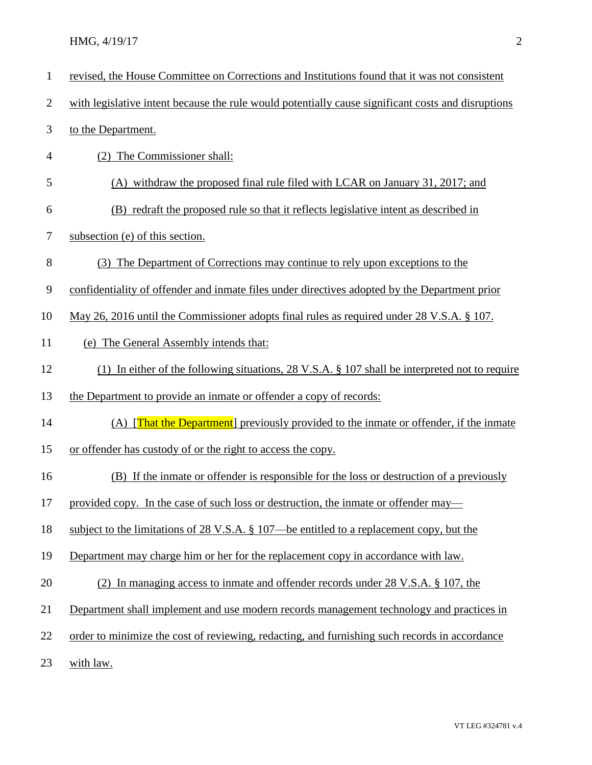revised, the House Committee on Corrections and Institutions found that it was not consistent with legislative intent because the rule would potentially cause significant costs and disruptions to the Department.

(2) The Commissioner shall:

(A) withdraw the proposed final rule filed with LCAR on January 31, 2017; and

(B) redraft the proposed rule so that it reflects legislative intent as described in subsection (e) of this section.

(3) The Department of Corrections may continue to rely upon exceptions to the confidentiality of offender and inmate files under directives adopted by the Department prior May 26, 2016 until the Commissioner adopts final rules as required under 28 V.S.A. § 107.

(e) The General Assembly intends that:

(1) In either of the following situations, 28 V.S.A. § 107 shall be interpreted not to require the Department to provide an inmate or offender a copy of records:

(A) [That the Department] previously provided to the inmate or offender, if the inmate or offender has custody of or the right to access the copy.

(B) If the inmate or offender is responsible for the loss or destruction of a previously provided copy. In the case of such loss or destruction, the inmate or offender may—subject to the limitations of 28 V.S.A. § 107—be entitled to a replacement copy, but the Department may charge him or her for the replacement copy in accordance with law.

(2) In managing access to inmate and offender records under 28 V.S.A. § 107, the Department shall implement and use modern records management technology and practices in order to minimize the cost of reviewing, redacting, and furnishing such records in accordance with law.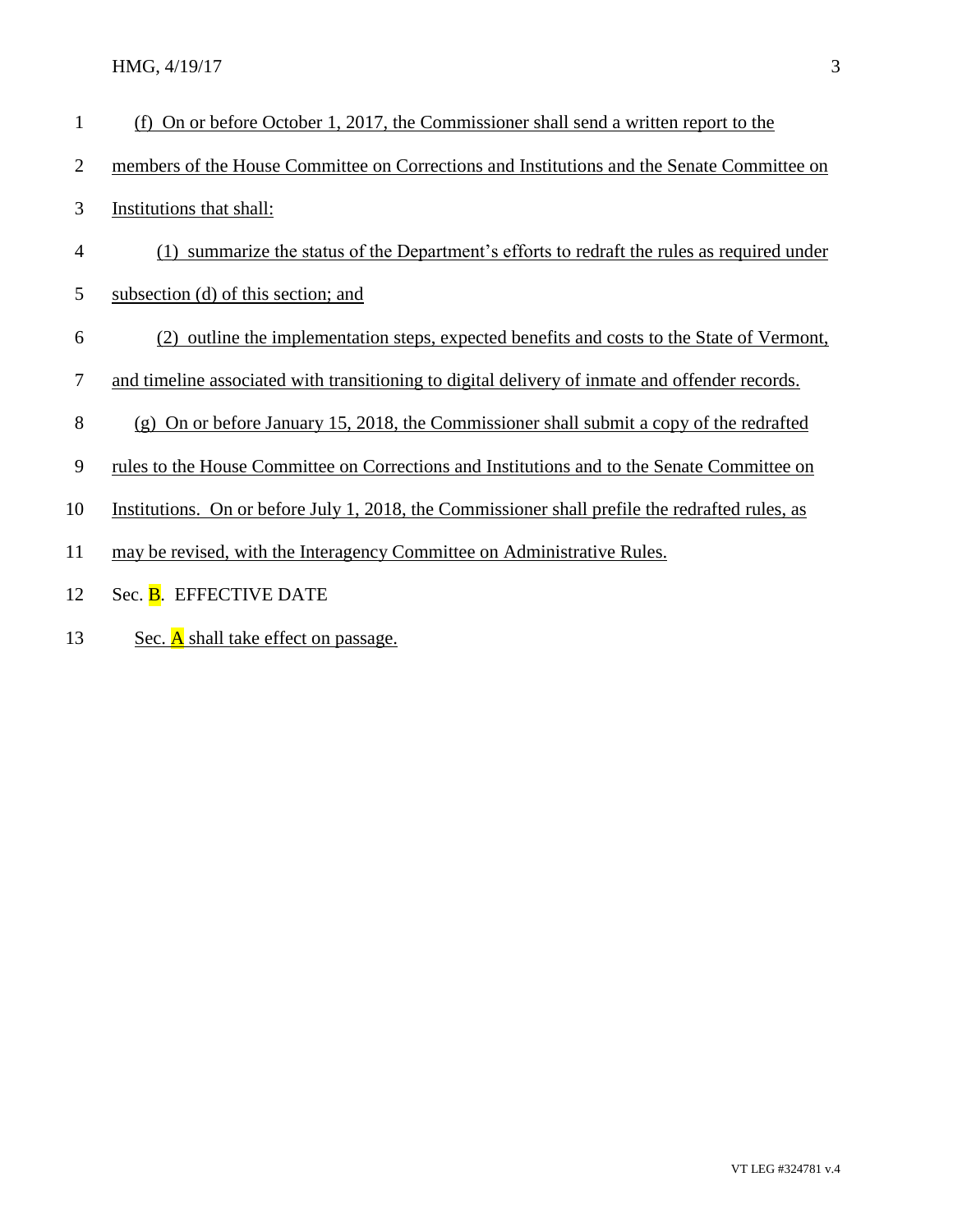(f) On or before October 1, 2017, the Commissioner shall send a written report to the members of the House Committee on Corrections and Institutions and the Senate Committee on Institutions that shall:

(1) summarize the status of the Department's efforts to redraft the rules as required under subsection (d) of this section; and

(2) outline the implementation steps, expected benefits and costs to the State of Vermont, and timeline associated with transitioning to digital delivery of inmate and offender records.

(g) On or before January 15, 2018, the Commissioner shall submit a copy of the redrafted rules to the House Committee on Corrections and Institutions and to the Senate Committee on Institutions. On or before July 1, 2018, the Commissioner shall prefile the redrafted rules, as may be revised, with the Interagency Committee on Administrative Rules.

Sec. B. EFFECTIVE DATE

Sec. A shall take effect on passage.